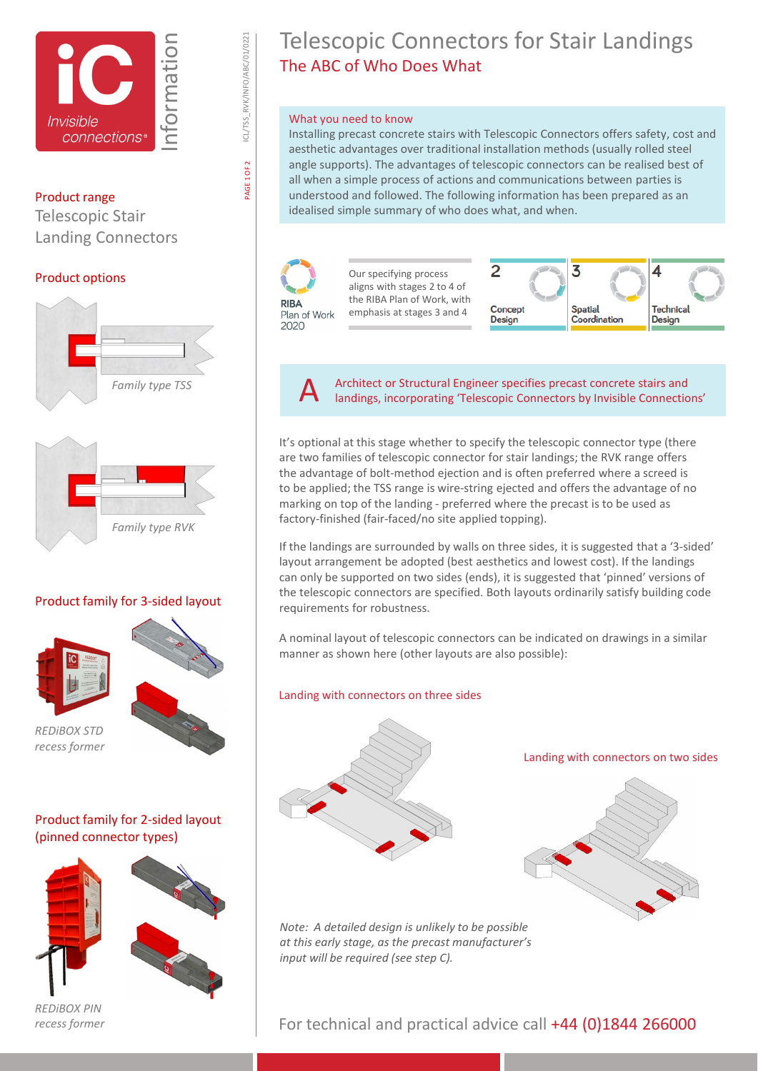# Telescopic Connectors for Stair Landings

## The ABC of Who Does What

**Product range**

Telescopic Stair Landing Connectors

**Product options**

Family type TSS

Family type RVK

**Product family for 3-sided layout**

REDiBOX STD recess former

**Product family for 2-sided layout (pinned connector types)**

REDiBOX PIN recess former

### What you need to know

Installing precast concrete stairs with Telescopic Connectors offers safety, cost and aesthetic advantages over traditional installation methods (usually rolled steel angle supports). The advantages of telescopic connectors can be realised best of all when a simple process of actions and communications between parties is understood and followed. The following information has been prepared as an idealised simple summary of who does what, and when.

RIBA Plan of Work 2020

Our specifying process aligns with stages 2 to 4 of the RIBA Plan of Work, with emphasis at stages 3 and 4

2 Concept Design

3 Spatial Coordination

4 Technical Design

### A — Architect or Structural Engineer specifies precast concrete stairs and landings, incorporating 'Telescopic Connectors by Invisible Connections'

It's optional at this stage whether to specify the telescopic connector type (there are two families of telescopic connector for stair landings; the RVK range offers the advantage of bolt-method ejection and is often preferred where a screed is to be applied; the TSS range is wire-string ejected and offers the advantage of no marking on top of the landing - preferred where the precast is to be used as factory-finished (fair-faced/no site applied topping).

If the landings are surrounded by walls on three sides, it is suggested that a '3-sided' layout arrangement be adopted (best aesthetics and lowest cost). If the landings can only be supported on two sides (ends), it is suggested that 'pinned' versions of the telescopic connectors are specified. Both layouts ordinarily satisfy building code requirements for robustness.

A nominal layout of telescopic connectors can be indicated on drawings in a similar manner as shown here (other layouts are also possible):

Landing with connectors on three sides

Landing with connectors on two sides

*Note: A detailed design is unlikely to be possible at this early stage, as the precast manufacturer's input will be required (see step C).*

For technical and practical advice call +44 (0)1844 266000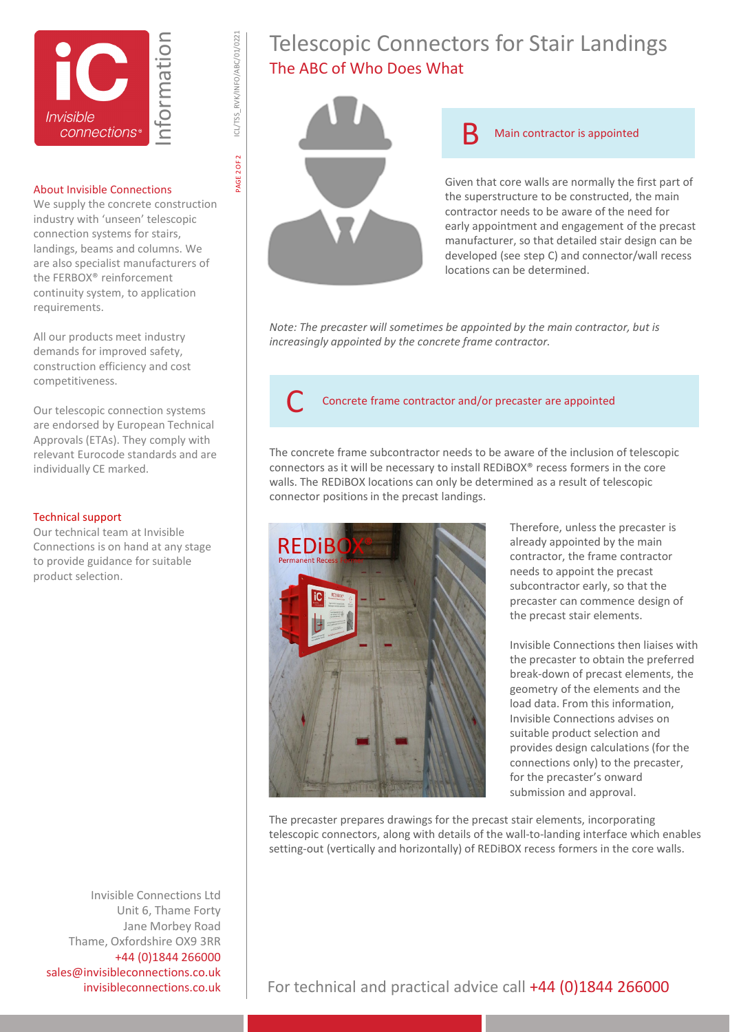# Telescopic Connectors for Stair Landings

## The ABC of Who Does What

### B Main contractor is appointed

Given that core walls are normally the first part of the superstructure to be constructed, the main contractor needs to be aware of the need for early appointment and engagement of the precast manufacturer, so that detailed stair design can be developed (see step C) and connector/wall recess locations can be determined.

*Note: The precaster will sometimes be appointed by the main contractor, but is increasingly appointed by the concrete frame contractor.*

### C Concrete frame contractor and/or precaster are appointed

The concrete frame subcontractor needs to be aware of the inclusion of telescopic connectors as it will be necessary to install REDiBOX® recess formers in the core walls. The REDiBOX locations can only be determined as a result of telescopic connector positions in the precast landings.

Therefore, unless the precaster is already appointed by the main contractor, the frame contractor needs to appoint the precast subcontractor early, so that the precaster can commence design of the precast stair elements.

Invisible Connections then liaises with the precaster to obtain the preferred break-down of precast elements, the geometry of the elements and the load data. From this information, Invisible Connections advises on suitable product selection and provides design calculations (for the connections only) to the precaster, for the precaster's onward submission and approval.

The precaster prepares drawings for the precast stair elements, incorporating telescopic connectors, along with details of the wall-to-landing interface which enables setting-out (vertically and horizontally) of REDiBOX recess formers in the core walls.

### About Invisible Connections

We supply the concrete construction industry with 'unseen' telescopic connection systems for stairs, landings, beams and columns. We are also specialist manufacturers of the FERBOX® reinforcement continuity system, to application requirements.

All our products meet industry demands for improved safety, construction efficiency and cost competitiveness.

Our telescopic connection systems are endorsed by European Technical Approvals (ETAs). They comply with relevant Eurocode standards and are individually CE marked.

### Technical support

Our technical team at Invisible Connections is on hand at any stage to provide guidance for suitable product selection.

Invisible Connections Ltd
Unit 6, Thame Forty
Jane Morbey Road
Thame, Oxfordshire OX9 3RR
+44 (0)1844 266000
sales@invisibleconnections.co.uk
invisibleconnections.co.uk

For technical and practical advice call +44 (0)1844 266000